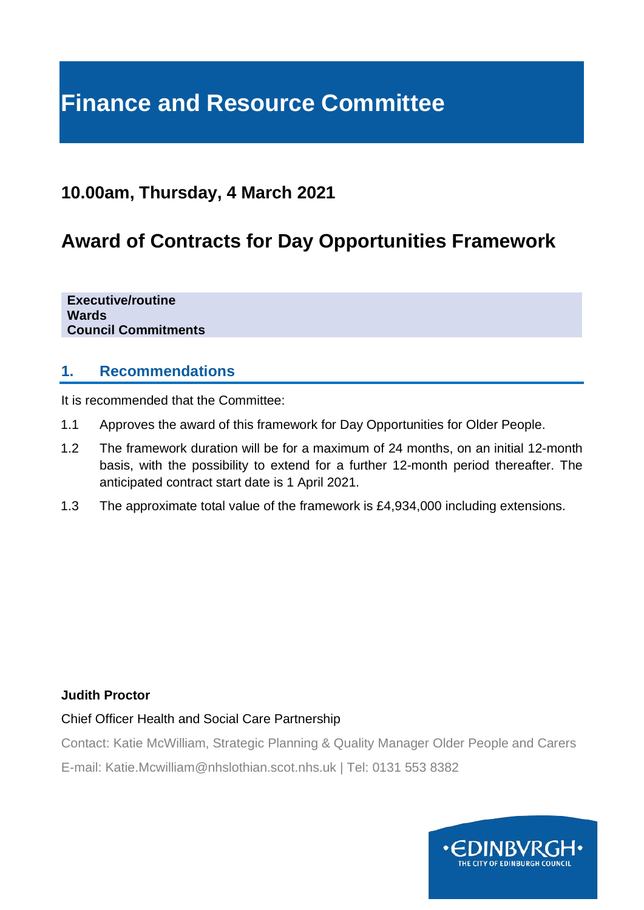# Finance and Resource Committee

## 10.00am, Thursday, 4 March 2021

## Award of Contracts for Day Opportunities Framework

**Executive/routine**
**Wards**
**Council Commitments**

### 1. Recommendations

It is recommended that the Committee:

1.1 Approves the award of this framework for Day Opportunities for Older People.

1.2 The framework duration will be for a maximum of 24 months, on an initial 12-month basis, with the possibility to extend for a further 12-month period thereafter. The anticipated contract start date is 1 April 2021.

1.3 The approximate total value of the framework is £4,934,000 including extensions.

**Judith Proctor**

Chief Officer Health and Social Care Partnership

Contact: Katie McWilliam, Strategic Planning & Quality Manager Older People and Carers

E-mail: Katie.Mcwilliam@nhslothian.scot.nhs.uk | Tel: 0131 553 8382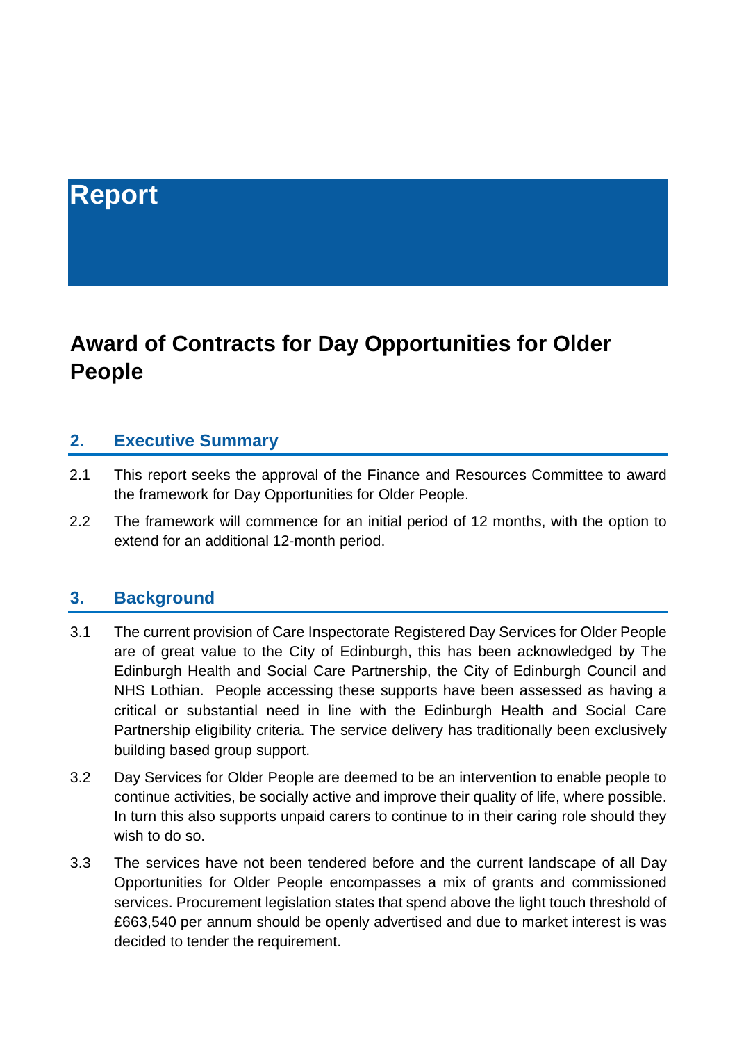# Report

## Award of Contracts for Day Opportunities for Older People

### 2. Executive Summary

2.1 This report seeks the approval of the Finance and Resources Committee to award the framework for Day Opportunities for Older People.

2.2 The framework will commence for an initial period of 12 months, with the option to extend for an additional 12-month period.

### 3. Background

3.1 The current provision of Care Inspectorate Registered Day Services for Older People are of great value to the City of Edinburgh, this has been acknowledged by The Edinburgh Health and Social Care Partnership, the City of Edinburgh Council and NHS Lothian. People accessing these supports have been assessed as having a critical or substantial need in line with the Edinburgh Health and Social Care Partnership eligibility criteria. The service delivery has traditionally been exclusively building based group support.

3.2 Day Services for Older People are deemed to be an intervention to enable people to continue activities, be socially active and improve their quality of life, where possible. In turn this also supports unpaid carers to continue to in their caring role should they wish to do so.

3.3 The services have not been tendered before and the current landscape of all Day Opportunities for Older People encompasses a mix of grants and commissioned services. Procurement legislation states that spend above the light touch threshold of £663,540 per annum should be openly advertised and due to market interest is was decided to tender the requirement.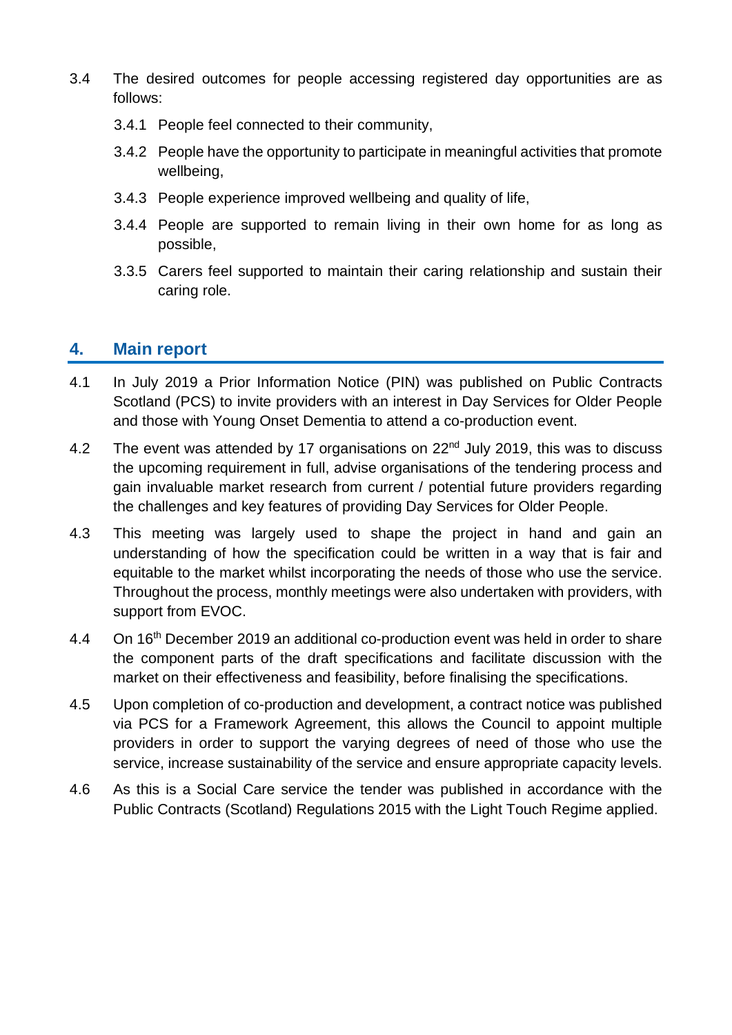3.4 The desired outcomes for people accessing registered day opportunities are as follows:

- 3.4.1 People feel connected to their community,
- 3.4.2 People have the opportunity to participate in meaningful activities that promote wellbeing,
- 3.4.3 People experience improved wellbeing and quality of life,
- 3.4.4 People are supported to remain living in their own home for as long as possible,
- 3.3.5 Carers feel supported to maintain their caring relationship and sustain their caring role.

## 4. Main report

4.1 In July 2019 a Prior Information Notice (PIN) was published on Public Contracts Scotland (PCS) to invite providers with an interest in Day Services for Older People and those with Young Onset Dementia to attend a co-production event.

4.2 The event was attended by 17 organisations on 22nd July 2019, this was to discuss the upcoming requirement in full, advise organisations of the tendering process and gain invaluable market research from current / potential future providers regarding the challenges and key features of providing Day Services for Older People.

4.3 This meeting was largely used to shape the project in hand and gain an understanding of how the specification could be written in a way that is fair and equitable to the market whilst incorporating the needs of those who use the service. Throughout the process, monthly meetings were also undertaken with providers, with support from EVOC.

4.4 On 16th December 2019 an additional co-production event was held in order to share the component parts of the draft specifications and facilitate discussion with the market on their effectiveness and feasibility, before finalising the specifications.

4.5 Upon completion of co-production and development, a contract notice was published via PCS for a Framework Agreement, this allows the Council to appoint multiple providers in order to support the varying degrees of need of those who use the service, increase sustainability of the service and ensure appropriate capacity levels.

4.6 As this is a Social Care service the tender was published in accordance with the Public Contracts (Scotland) Regulations 2015 with the Light Touch Regime applied.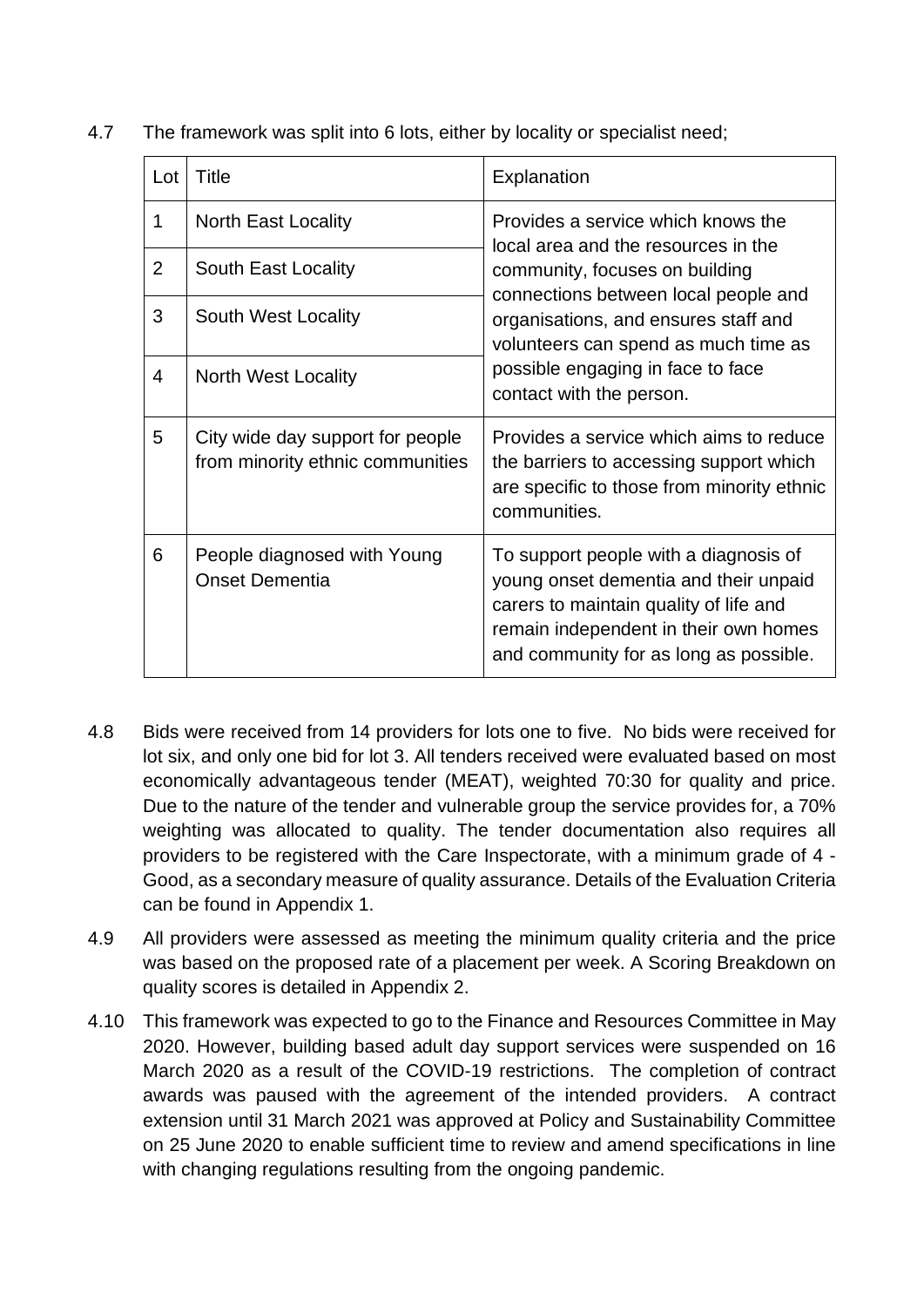4.7 The framework was split into 6 lots, either by locality or specialist need;

| Lot | Title | Explanation |
|---|---|---|
| 1 | North East Locality | Provides a service which knows the local area and the resources in the community, focuses on building connections between local people and organisations, and ensures staff and volunteers can spend as much time as possible engaging in face to face contact with the person. |
| 2 | South East Locality | |
| 3 | South West Locality | |
| 4 | North West Locality | |
| 5 | City wide day support for people from minority ethnic communities | Provides a service which aims to reduce the barriers to accessing support which are specific to those from minority ethnic communities. |
| 6 | People diagnosed with Young Onset Dementia | To support people with a diagnosis of young onset dementia and their unpaid carers to maintain quality of life and remain independent in their own homes and community for as long as possible. |

4.8 Bids were received from 14 providers for lots one to five. No bids were received for lot six, and only one bid for lot 3. All tenders received were evaluated based on most economically advantageous tender (MEAT), weighted 70:30 for quality and price. Due to the nature of the tender and vulnerable group the service provides for, a 70% weighting was allocated to quality. The tender documentation also requires all providers to be registered with the Care Inspectorate, with a minimum grade of 4 - Good, as a secondary measure of quality assurance. Details of the Evaluation Criteria can be found in Appendix 1.

4.9 All providers were assessed as meeting the minimum quality criteria and the price was based on the proposed rate of a placement per week. A Scoring Breakdown on quality scores is detailed in Appendix 2.

4.10 This framework was expected to go to the Finance and Resources Committee in May 2020. However, building based adult day support services were suspended on 16 March 2020 as a result of the COVID-19 restrictions. The completion of contract awards was paused with the agreement of the intended providers. A contract extension until 31 March 2021 was approved at Policy and Sustainability Committee on 25 June 2020 to enable sufficient time to review and amend specifications in line with changing regulations resulting from the ongoing pandemic.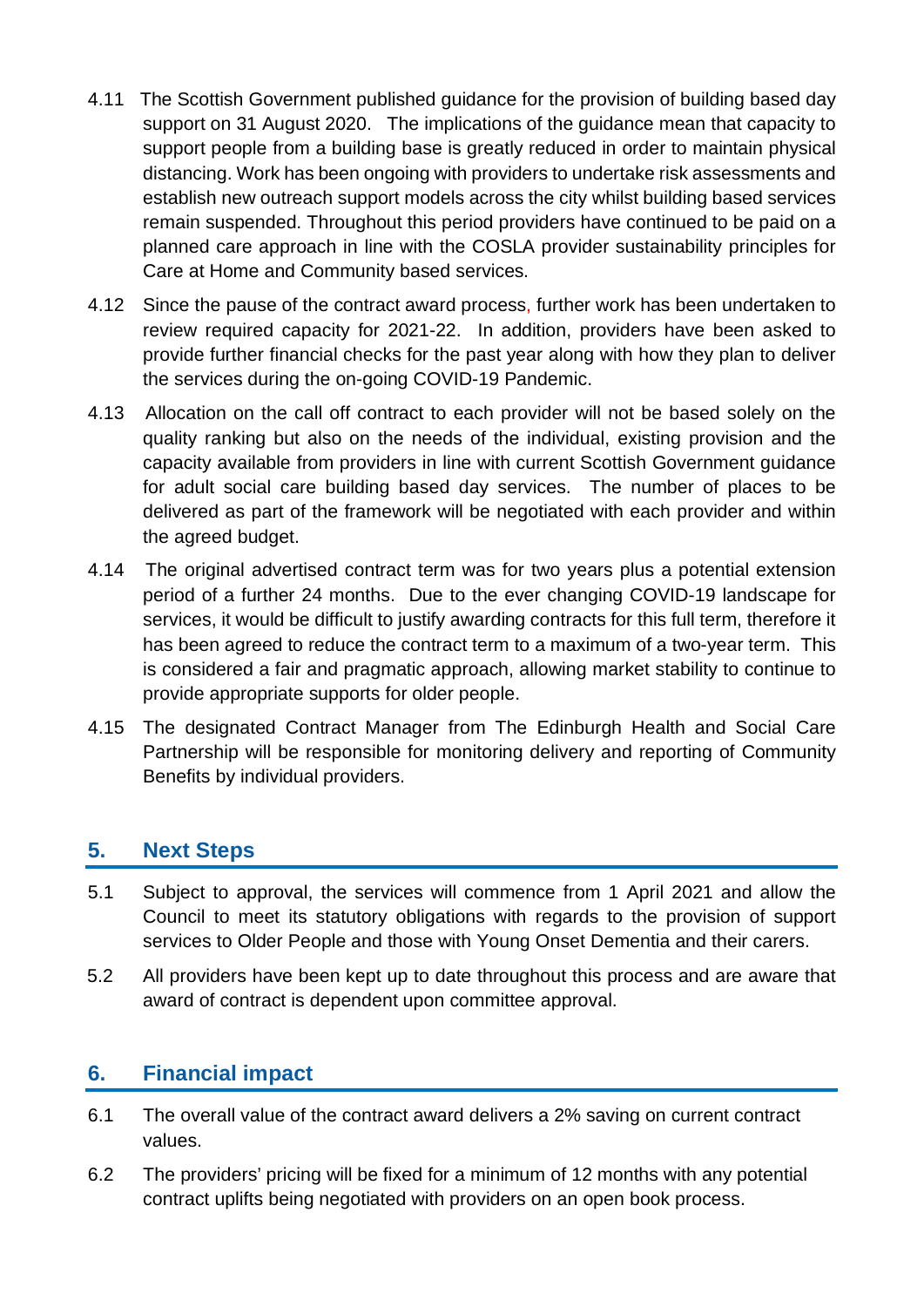4.11 The Scottish Government published guidance for the provision of building based day support on 31 August 2020. The implications of the guidance mean that capacity to support people from a building base is greatly reduced in order to maintain physical distancing. Work has been ongoing with providers to undertake risk assessments and establish new outreach support models across the city whilst building based services remain suspended. Throughout this period providers have continued to be paid on a planned care approach in line with the COSLA provider sustainability principles for Care at Home and Community based services.

4.12 Since the pause of the contract award process, further work has been undertaken to review required capacity for 2021-22. In addition, providers have been asked to provide further financial checks for the past year along with how they plan to deliver the services during the on-going COVID-19 Pandemic.

4.13 Allocation on the call off contract to each provider will not be based solely on the quality ranking but also on the needs of the individual, existing provision and the capacity available from providers in line with current Scottish Government guidance for adult social care building based day services. The number of places to be delivered as part of the framework will be negotiated with each provider and within the agreed budget.

4.14 The original advertised contract term was for two years plus a potential extension period of a further 24 months. Due to the ever changing COVID-19 landscape for services, it would be difficult to justify awarding contracts for this full term, therefore it has been agreed to reduce the contract term to a maximum of a two-year term. This is considered a fair and pragmatic approach, allowing market stability to continue to provide appropriate supports for older people.

4.15 The designated Contract Manager from The Edinburgh Health and Social Care Partnership will be responsible for monitoring delivery and reporting of Community Benefits by individual providers.

## 5. Next Steps

5.1 Subject to approval, the services will commence from 1 April 2021 and allow the Council to meet its statutory obligations with regards to the provision of support services to Older People and those with Young Onset Dementia and their carers.

5.2 All providers have been kept up to date throughout this process and are aware that award of contract is dependent upon committee approval.

## 6. Financial impact

6.1 The overall value of the contract award delivers a 2% saving on current contract values.

6.2 The providers' pricing will be fixed for a minimum of 12 months with any potential contract uplifts being negotiated with providers on an open book process.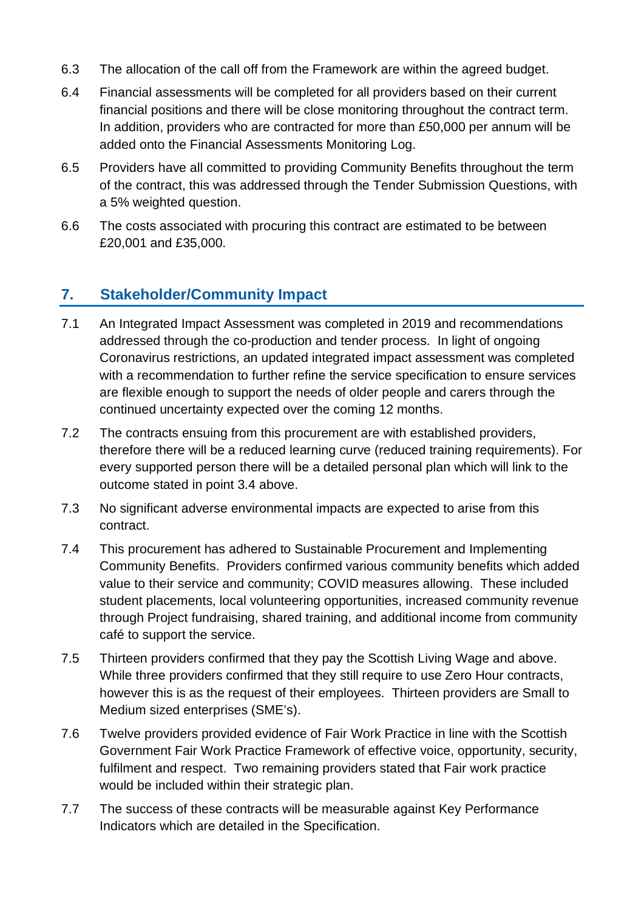6.3 The allocation of the call off from the Framework are within the agreed budget.

6.4 Financial assessments will be completed for all providers based on their current financial positions and there will be close monitoring throughout the contract term. In addition, providers who are contracted for more than £50,000 per annum will be added onto the Financial Assessments Monitoring Log.

6.5 Providers have all committed to providing Community Benefits throughout the term of the contract, this was addressed through the Tender Submission Questions, with a 5% weighted question.

6.6 The costs associated with procuring this contract are estimated to be between £20,001 and £35,000.

## 7. Stakeholder/Community Impact

7.1 An Integrated Impact Assessment was completed in 2019 and recommendations addressed through the co-production and tender process. In light of ongoing Coronavirus restrictions, an updated integrated impact assessment was completed with a recommendation to further refine the service specification to ensure services are flexible enough to support the needs of older people and carers through the continued uncertainty expected over the coming 12 months.

7.2 The contracts ensuing from this procurement are with established providers, therefore there will be a reduced learning curve (reduced training requirements). For every supported person there will be a detailed personal plan which will link to the outcome stated in point 3.4 above.

7.3 No significant adverse environmental impacts are expected to arise from this contract.

7.4 This procurement has adhered to Sustainable Procurement and Implementing Community Benefits. Providers confirmed various community benefits which added value to their service and community; COVID measures allowing. These included student placements, local volunteering opportunities, increased community revenue through Project fundraising, shared training, and additional income from community café to support the service.

7.5 Thirteen providers confirmed that they pay the Scottish Living Wage and above. While three providers confirmed that they still require to use Zero Hour contracts, however this is as the request of their employees. Thirteen providers are Small to Medium sized enterprises (SME's).

7.6 Twelve providers provided evidence of Fair Work Practice in line with the Scottish Government Fair Work Practice Framework of effective voice, opportunity, security, fulfilment and respect. Two remaining providers stated that Fair work practice would be included within their strategic plan.

7.7 The success of these contracts will be measurable against Key Performance Indicators which are detailed in the Specification.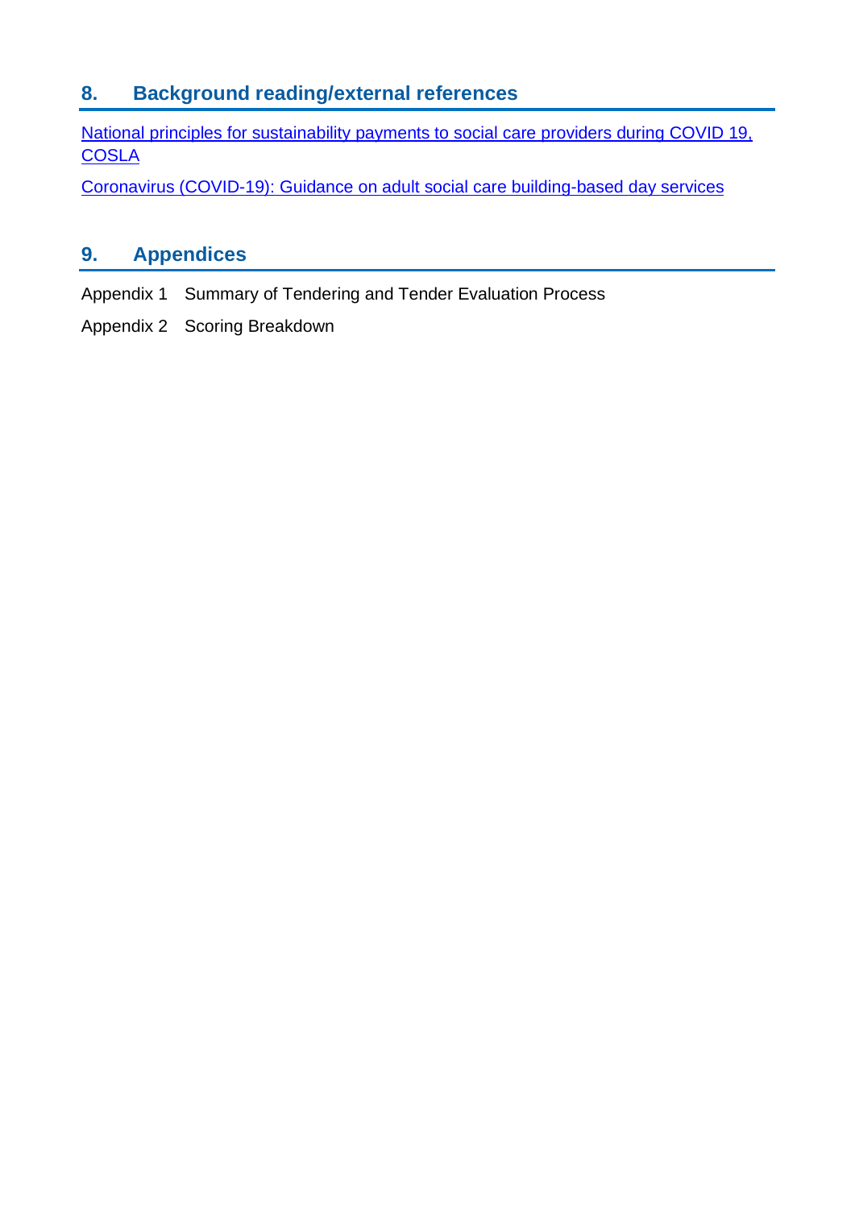## 8. Background reading/external references

National principles for sustainability payments to social care providers during COVID 19, COSLA

Coronavirus (COVID-19): Guidance on adult social care building-based day services

## 9. Appendices

Appendix 1 Summary of Tendering and Tender Evaluation Process

Appendix 2 Scoring Breakdown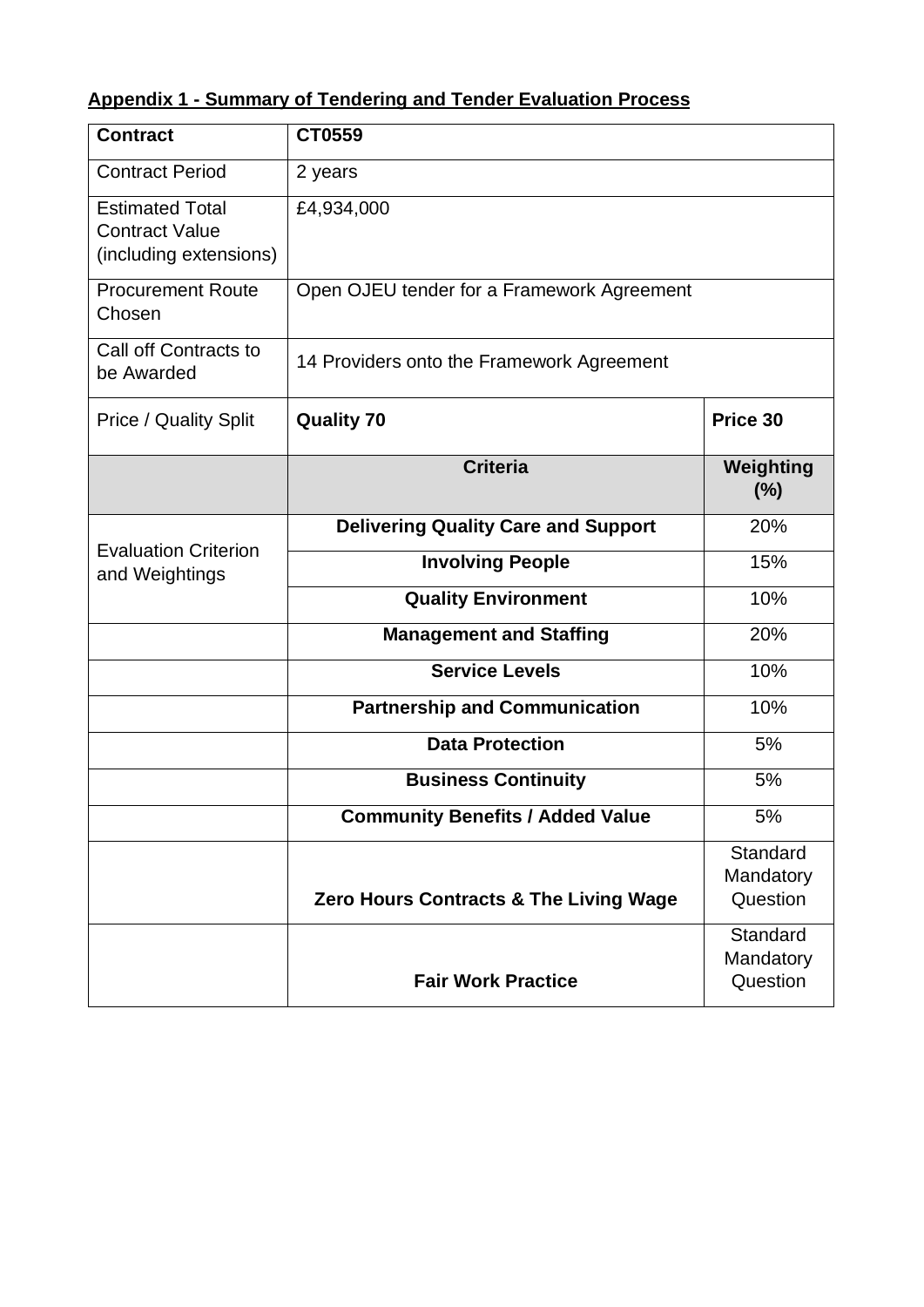**Appendix 1 - Summary of Tendering and Tender Evaluation Process**

| **Contract** | **CT0559** | |
|---|---|---|
| Contract Period | 2 years | |
| Estimated Total Contract Value (including extensions) | £4,934,000 | |
| Procurement Route Chosen | Open OJEU tender for a Framework Agreement | |
| Call off Contracts to be Awarded | 14 Providers onto the Framework Agreement | |
| Price / Quality Split | **Quality 70** | **Price 30** |
| | **Criteria** | **Weighting (%)** |
| Evaluation Criterion and Weightings | **Delivering Quality Care and Support** | 20% |
| | **Involving People** | 15% |
| | **Quality Environment** | 10% |
| | **Management and Staffing** | 20% |
| | **Service Levels** | 10% |
| | **Partnership and Communication** | 10% |
| | **Data Protection** | 5% |
| | **Business Continuity** | 5% |
| | **Community Benefits / Added Value** | 5% |
| | **Zero Hours Contracts & The Living Wage** | Standard Mandatory Question |
| | **Fair Work Practice** | Standard Mandatory Question |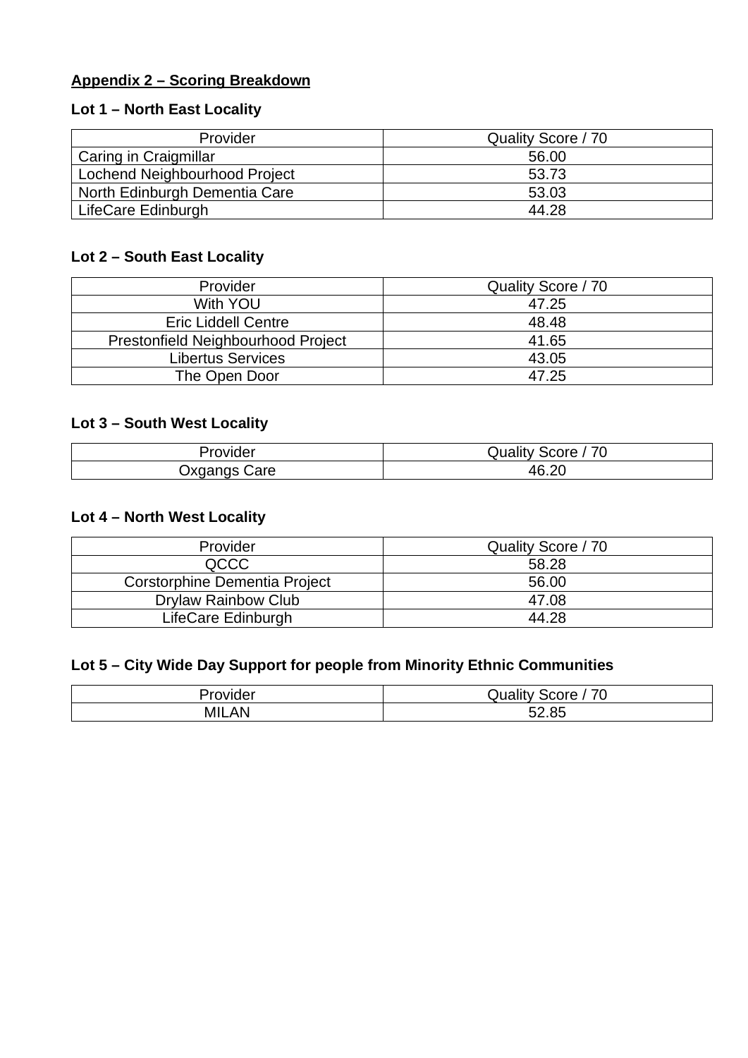**Appendix 2 – Scoring Breakdown**

**Lot 1 – North East Locality**

| Provider | Quality Score / 70 |
|---|---|
| Caring in Craigmillar | 56.00 |
| Lochend Neighbourhood Project | 53.73 |
| North Edinburgh Dementia Care | 53.03 |
| LifeCare Edinburgh | 44.28 |

**Lot 2 – South East Locality**

| Provider | Quality Score / 70 |
|---|---|
| With YOU | 47.25 |
| Eric Liddell Centre | 48.48 |
| Prestonfield Neighbourhood Project | 41.65 |
| Libertus Services | 43.05 |
| The Open Door | 47.25 |

**Lot 3 – South West Locality**

| Provider | Quality Score / 70 |
|---|---|
| Oxgangs Care | 46.20 |

**Lot 4 – North West Locality**

| Provider | Quality Score / 70 |
|---|---|
| QCCC | 58.28 |
| Corstorphine Dementia Project | 56.00 |
| Drylaw Rainbow Club | 47.08 |
| LifeCare Edinburgh | 44.28 |

**Lot 5 – City Wide Day Support for people from Minority Ethnic Communities**

| Provider | Quality Score / 70 |
|---|---|
| MILAN | 52.85 |